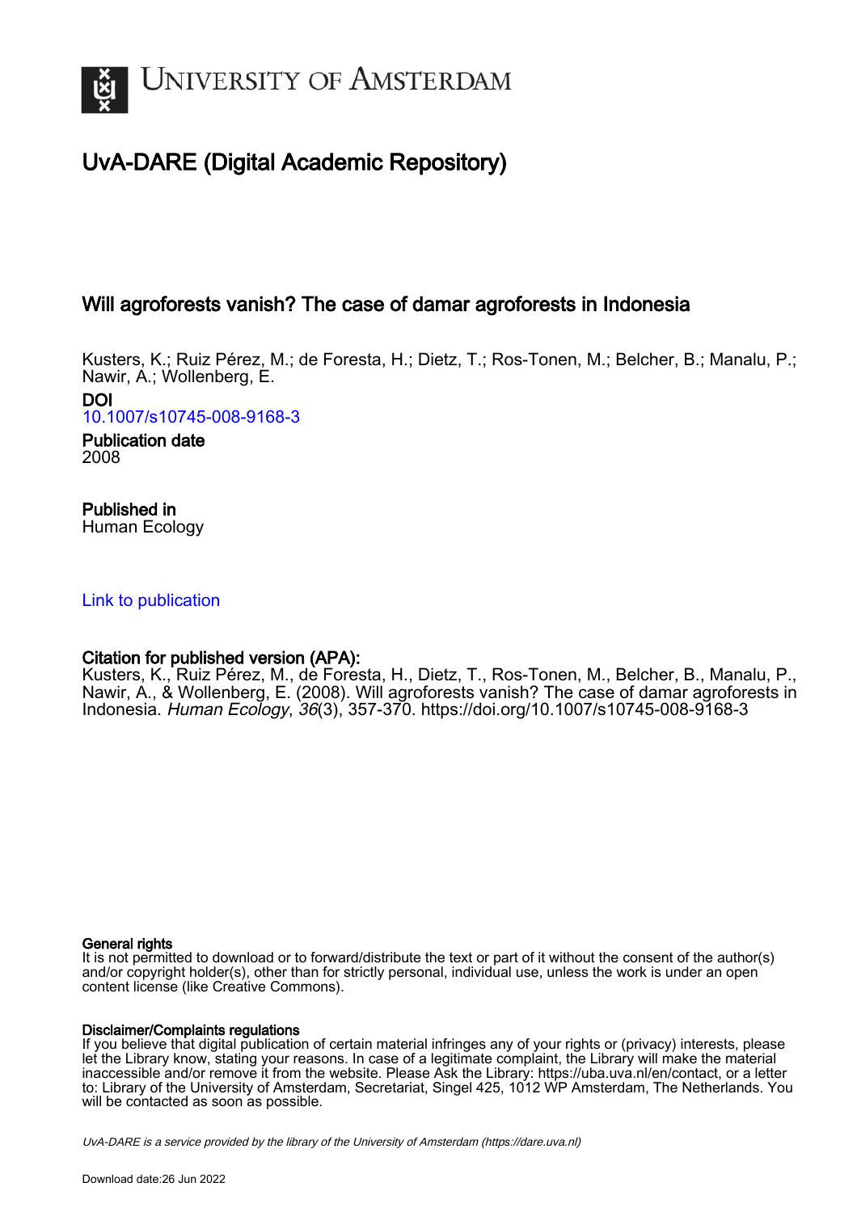# University of Amsterdam

## UvA-DARE (Digital Academic Repository)

### Will agroforests vanish? The case of damar agroforests in Indonesia

Kusters, K.; Ruiz Pérez, M.; de Foresta, H.; Dietz, T.; Ros-Tonen, M.; Belcher, B.; Manalu, P.; Nawir, A.; Wollenberg, E.

**DOI**
10.1007/s10745-008-9168-3

**Publication date**
2008

**Published in**
Human Ecology

Link to publication

**Citation for published version (APA):**
Kusters, K., Ruiz Pérez, M., de Foresta, H., Dietz, T., Ros-Tonen, M., Belcher, B., Manalu, P., Nawir, A., & Wollenberg, E. (2008). Will agroforests vanish? The case of damar agroforests in Indonesia. *Human Ecology*, *36*(3), 357-370. https://doi.org/10.1007/s10745-008-9168-3

**General rights**
It is not permitted to download or to forward/distribute the text or part of it without the consent of the author(s) and/or copyright holder(s), other than for strictly personal, individual use, unless the work is under an open content license (like Creative Commons).

**Disclaimer/Complaints regulations**
If you believe that digital publication of certain material infringes any of your rights or (privacy) interests, please let the Library know, stating your reasons. In case of a legitimate complaint, the Library will make the material inaccessible and/or remove it from the website. Please Ask the Library: https://uba.uva.nl/en/contact, or a letter to: Library of the University of Amsterdam, Secretariat, Singel 425, 1012 WP Amsterdam, The Netherlands. You will be contacted as soon as possible.

*UvA-DARE is a service provided by the library of the University of Amsterdam (https://dare.uva.nl)*

Download date:26 Jun 2022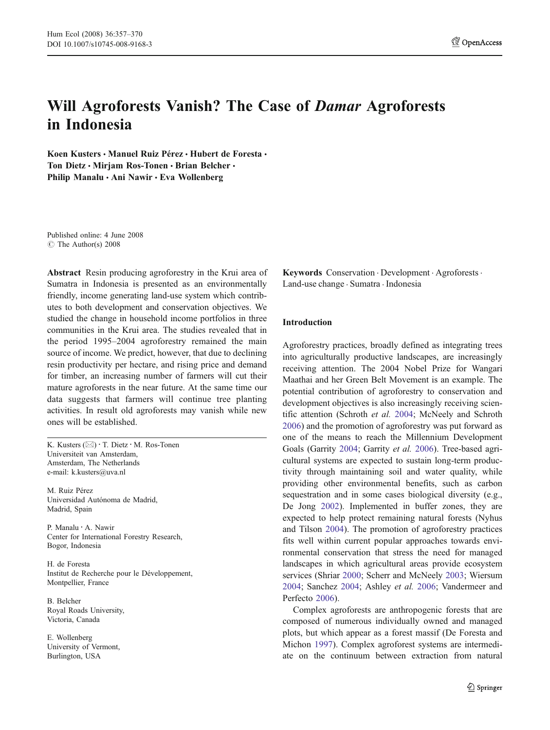# Will Agroforests Vanish? The Case of *Damar* Agroforests in Indonesia

**Koen Kusters · Manuel Ruiz Pérez · Hubert de Foresta · Ton Dietz · Mirjam Ros-Tonen · Brian Belcher · Philip Manalu · Ani Nawir · Eva Wollenberg**

Published online: 4 June 2008
© The Author(s) 2008

**Abstract** Resin producing agroforestry in the Krui area of Sumatra in Indonesia is presented as an environmentally friendly, income generating land-use system which contributes to both development and conservation objectives. We studied the change in household income portfolios in three communities in the Krui area. The studies revealed that in the period 1995–2004 agroforestry remained the main source of income. We predict, however, that due to declining resin productivity per hectare, and rising price and demand for timber, an increasing number of farmers will cut their mature agroforests in the near future. At the same time our data suggests that farmers will continue tree planting activities. In result old agroforests may vanish while new ones will be established.

K. Kusters (✉) · T. Dietz · M. Ros-Tonen
Universiteit van Amsterdam,
Amsterdam, The Netherlands
e-mail: k.kusters@uva.nl

M. Ruiz Pérez
Universidad Autónoma de Madrid,
Madrid, Spain

P. Manalu · A. Nawir
Center for International Forestry Research,
Bogor, Indonesia

H. de Foresta
Institut de Recherche pour le Développement,
Montpellier, France

B. Belcher
Royal Roads University,
Victoria, Canada

E. Wollenberg
University of Vermont,
Burlington, USA

**Keywords** Conservation · Development · Agroforests · Land-use change · Sumatra · Indonesia

## Introduction

Agroforestry practices, broadly defined as integrating trees into agriculturally productive landscapes, are increasingly receiving attention. The 2004 Nobel Prize for Wangari Maathai and her Green Belt Movement is an example. The potential contribution of agroforestry to conservation and development objectives is also increasingly receiving scientific attention (Schroth *et al.* 2004; McNeely and Schroth 2006) and the promotion of agroforestry was put forward as one of the means to reach the Millennium Development Goals (Garrity 2004; Garrity *et al.* 2006). Tree-based agricultural systems are expected to sustain long-term productivity through maintaining soil and water quality, while providing other environmental benefits, such as carbon sequestration and in some cases biological diversity (e.g., De Jong 2002). Implemented in buffer zones, they are expected to help protect remaining natural forests (Nyhus and Tilson 2004). The promotion of agroforestry practices fits well within current popular approaches towards environmental conservation that stress the need for managed landscapes in which agricultural areas provide ecosystem services (Shriar 2000; Scherr and McNeely 2003; Wiersum 2004; Sanchez 2004; Ashley *et al.* 2006; Vandermeer and Perfecto 2006).

Complex agroforests are anthropogenic forests that are composed of numerous individually owned and managed plots, but which appear as a forest massif (De Foresta and Michon 1997). Complex agroforest systems are intermediate on the continuum between extraction from natural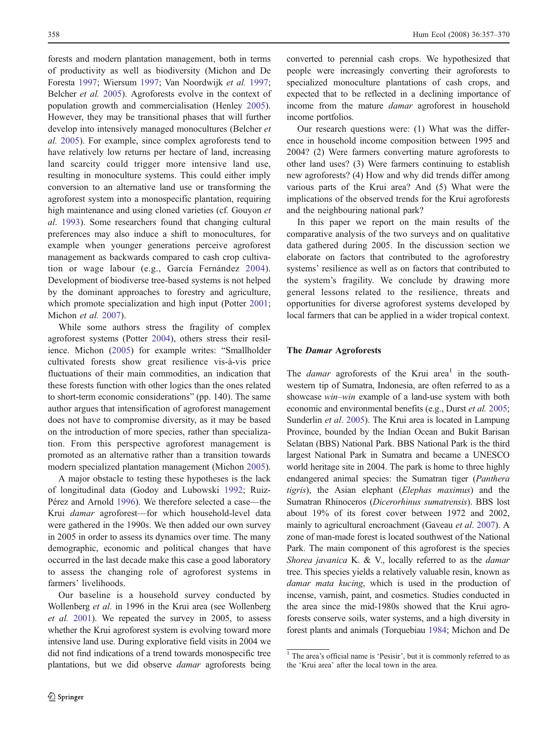forests and modern plantation management, both in terms of productivity as well as biodiversity (Michon and De Foresta 1997; Wiersum 1997; Van Noordwijk *et al.* 1997; Belcher *et al.* 2005). Agroforests evolve in the context of population growth and commercialisation (Henley 2005). However, they may be transitional phases that will further develop into intensively managed monocultures (Belcher *et al.* 2005). For example, since complex agroforests tend to have relatively low returns per hectare of land, increasing land scarcity could trigger more intensive land use, resulting in monoculture systems. This could either imply conversion to an alternative land use or transforming the agroforest system into a monospecific plantation, requiring high maintenance and using cloned varieties (cf. Gouyon *et al*. 1993). Some researchers found that changing cultural preferences may also induce a shift to monocultures, for example when younger generations perceive agroforest management as backwards compared to cash crop cultivation or wage labour (e.g., García Fernández 2004). Development of biodiverse tree-based systems is not helped by the dominant approaches to forestry and agriculture, which promote specialization and high input (Potter 2001; Michon *et al.* 2007).

While some authors stress the fragility of complex agroforest systems (Potter 2004), others stress their resilience. Michon (2005) for example writes: "Smallholder cultivated forests show great resilience vis-à-vis price fluctuations of their main commodities, an indication that these forests function with other logics than the ones related to short-term economic considerations" (pp. 140). The same author argues that intensification of agroforest management does not have to compromise diversity, as it may be based on the introduction of more species, rather than specialization. From this perspective agroforest management is promoted as an alternative rather than a transition towards modern specialized plantation management (Michon 2005).

A major obstacle to testing these hypotheses is the lack of longitudinal data (Godoy and Lubowski 1992; Ruiz-Pérez and Arnold 1996). We therefore selected a case—the Krui *damar* agroforest—for which household-level data were gathered in the 1990s. We then added our own survey in 2005 in order to assess its dynamics over time. The many demographic, economic and political changes that have occurred in the last decade make this case a good laboratory to assess the changing role of agroforest systems in farmers' livelihoods.

Our baseline is a household survey conducted by Wollenberg *et al*. in 1996 in the Krui area (see Wollenberg *et al.* 2001). We repeated the survey in 2005, to assess whether the Krui agroforest system is evolving toward more intensive land use. During explorative field visits in 2004 we did not find indications of a trend towards monospecific tree plantations, but we did observe *damar* agroforests being converted to perennial cash crops. We hypothesized that people were increasingly converting their agroforests to specialized monoculture plantations of cash crops, and expected that to be reflected in a declining importance of income from the mature *damar* agroforest in household income portfolios.

Our research questions were: (1) What was the difference in household income composition between 1995 and 2004? (2) Were farmers converting mature agroforests to other land uses? (3) Were farmers continuing to establish new agroforests? (4) How and why did trends differ among various parts of the Krui area? And (5) What were the implications of the observed trends for the Krui agroforests and the neighbouring national park?

In this paper we report on the main results of the comparative analysis of the two surveys and on qualitative data gathered during 2005. In the discussion section we elaborate on factors that contributed to the agroforestry systems' resilience as well as on factors that contributed to the system's fragility. We conclude by drawing more general lessons related to the resilience, threats and opportunities for diverse agroforest systems developed by local farmers that can be applied in a wider tropical context.

## The *Damar* Agroforests

The *damar* agroforests of the Krui area[1] in the southwestern tip of Sumatra, Indonesia, are often referred to as a showcase *win–win* example of a land-use system with both economic and environmental benefits (e.g., Durst *et al.* 2005; Sunderlin *et al*. 2005). The Krui area is located in Lampung Province, bounded by the Indian Ocean and Bukit Barisan Selatan (BBS) National Park. BBS National Park is the third largest National Park in Sumatra and became a UNESCO world heritage site in 2004. The park is home to three highly endangered animal species: the Sumatran tiger (*Panthera tigris*), the Asian elephant (*Elephas maximus*) and the Sumatran Rhinoceros (*Dicerorhinus sumatrensis*). BBS lost about 19% of its forest cover between 1972 and 2002, mainly to agricultural encroachment (Gaveau *et al*. 2007). A zone of man-made forest is located southwest of the National Park. The main component of this agroforest is the species *Shorea javanica* K. & V., locally referred to as the *damar* tree. This species yields a relatively valuable resin, known as *damar mata kucing*, which is used in the production of incense, varnish, paint, and cosmetics. Studies conducted in the area since the mid-1980s showed that the Krui agroforests conserve soils, water systems, and a high diversity in forest plants and animals (Torquebiau 1984; Michon and De

[1] The area's official name is 'Pesisir', but it is commonly referred to as the 'Krui area' after the local town in the area.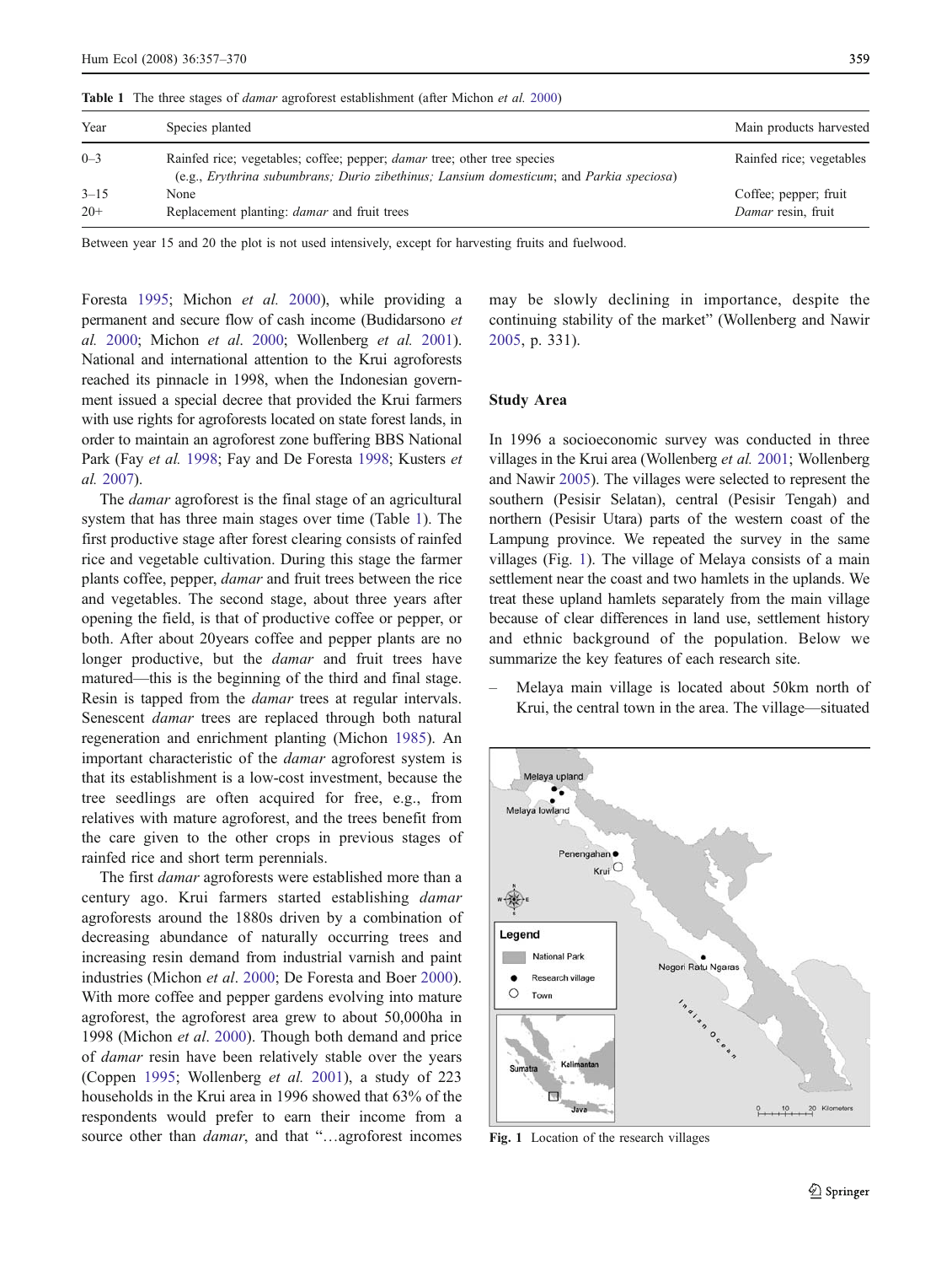**Table 1** The three stages of *damar* agroforest establishment (after Michon *et al.* 2000)

| Year | Species planted | Main products harvested |
|---|---|---|
| 0–3 | Rainfed rice; vegetables; coffee; pepper; *damar* tree; other tree species (e.g., *Erythrina subumbrans; Durio zibethinus; Lansium domesticum*; and *Parkia speciosa*) | Rainfed rice; vegetables |
| 3–15 | None | Coffee; pepper; fruit |
| 20+ | Replacement planting: *damar* and fruit trees | *Damar* resin, fruit |

Between year 15 and 20 the plot is not used intensively, except for harvesting fruits and fuelwood.

Foresta 1995; Michon *et al.* 2000), while providing a permanent and secure flow of cash income (Budidarsono *et al.* 2000; Michon *et al*. 2000; Wollenberg *et al.* 2001). National and international attention to the Krui agroforests reached its pinnacle in 1998, when the Indonesian government issued a special decree that provided the Krui farmers with use rights for agroforests located on state forest lands, in order to maintain an agroforest zone buffering BBS National Park (Fay *et al.* 1998; Fay and De Foresta 1998; Kusters *et al.* 2007).

The *damar* agroforest is the final stage of an agricultural system that has three main stages over time (Table 1). The first productive stage after forest clearing consists of rainfed rice and vegetable cultivation. During this stage the farmer plants coffee, pepper, *damar* and fruit trees between the rice and vegetables. The second stage, about three years after opening the field, is that of productive coffee or pepper, or both. After about 20years coffee and pepper plants are no longer productive, but the *damar* and fruit trees have matured—this is the beginning of the third and final stage. Resin is tapped from the *damar* trees at regular intervals. Senescent *damar* trees are replaced through both natural regeneration and enrichment planting (Michon 1985). An important characteristic of the *damar* agroforest system is that its establishment is a low-cost investment, because the tree seedlings are often acquired for free, e.g., from relatives with mature agroforest, and the trees benefit from the care given to the other crops in previous stages of rainfed rice and short term perennials.

The first *damar* agroforests were established more than a century ago. Krui farmers started establishing *damar* agroforests around the 1880s driven by a combination of decreasing abundance of naturally occurring trees and increasing resin demand from industrial varnish and paint industries (Michon *et al*. 2000; De Foresta and Boer 2000). With more coffee and pepper gardens evolving into mature agroforest, the agroforest area grew to about 50,000ha in 1998 (Michon *et al*. 2000). Though both demand and price of *damar* resin have been relatively stable over the years (Coppen 1995; Wollenberg *et al.* 2001), a study of 223 households in the Krui area in 1996 showed that 63% of the respondents would prefer to earn their income from a source other than *damar*, and that "…agroforest incomes may be slowly declining in importance, despite the continuing stability of the market" (Wollenberg and Nawir 2005, p. 331).

## Study Area

In 1996 a socioeconomic survey was conducted in three villages in the Krui area (Wollenberg *et al.* 2001; Wollenberg and Nawir 2005). The villages were selected to represent the southern (Pesisir Selatan), central (Pesisir Tengah) and northern (Pesisir Utara) parts of the western coast of the Lampung province. We repeated the survey in the same villages (Fig. 1). The village of Melaya consists of a main settlement near the coast and two hamlets in the uplands. We treat these upland hamlets separately from the main village because of clear differences in land use, settlement history and ethnic background of the population. Below we summarize the key features of each research site.

– Melaya main village is located about 50km north of Krui, the central town in the area. The village—situated

**Fig. 1** Location of the research villages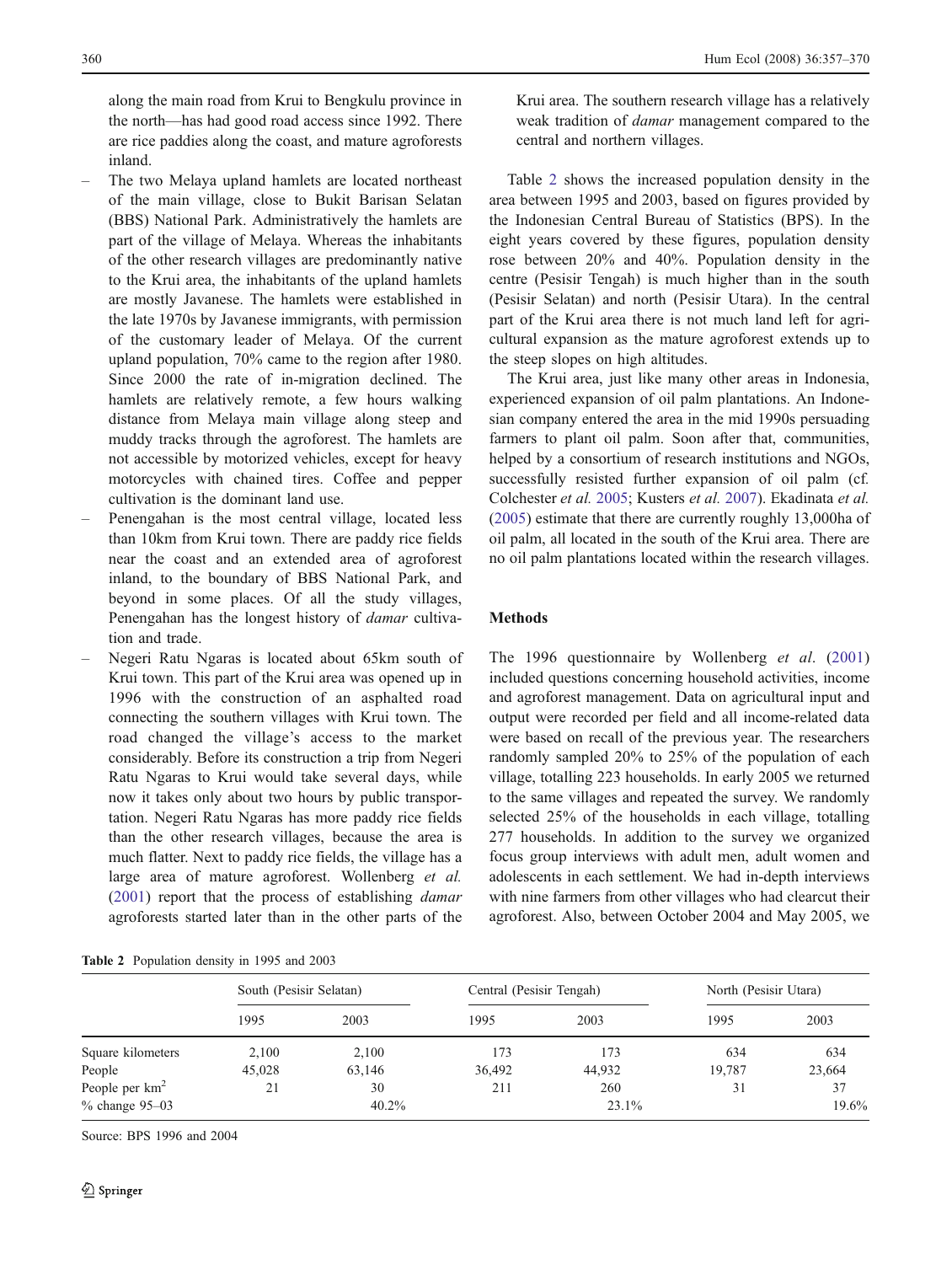along the main road from Krui to Bengkulu province in the north—has had good road access since 1992. There are rice paddies along the coast, and mature agroforests inland.

- The two Melaya upland hamlets are located northeast of the main village, close to Bukit Barisan Selatan (BBS) National Park. Administratively the hamlets are part of the village of Melaya. Whereas the inhabitants of the other research villages are predominantly native to the Krui area, the inhabitants of the upland hamlets are mostly Javanese. The hamlets were established in the late 1970s by Javanese immigrants, with permission of the customary leader of Melaya. Of the current upland population, 70% came to the region after 1980. Since 2000 the rate of in-migration declined. The hamlets are relatively remote, a few hours walking distance from Melaya main village along steep and muddy tracks through the agroforest. The hamlets are not accessible by motorized vehicles, except for heavy motorcycles with chained tires. Coffee and pepper cultivation is the dominant land use.
- Penengahan is the most central village, located less than 10km from Krui town. There are paddy rice fields near the coast and an extended area of agroforest inland, to the boundary of BBS National Park, and beyond in some places. Of all the study villages, Penengahan has the longest history of *damar* cultivation and trade.
- Negeri Ratu Ngaras is located about 65km south of Krui town. This part of the Krui area was opened up in 1996 with the construction of an asphalted road connecting the southern villages with Krui town. The road changed the village's access to the market considerably. Before its construction a trip from Negeri Ratu Ngaras to Krui would take several days, while now it takes only about two hours by public transportation. Negeri Ratu Ngaras has more paddy rice fields than the other research villages, because the area is much flatter. Next to paddy rice fields, the village has a large area of mature agroforest. Wollenberg *et al.* (2001) report that the process of establishing *damar* agroforests started later than in the other parts of the Krui area. The southern research village has a relatively weak tradition of *damar* management compared to the central and northern villages.

Table 2 shows the increased population density in the area between 1995 and 2003, based on figures provided by the Indonesian Central Bureau of Statistics (BPS). In the eight years covered by these figures, population density rose between 20% and 40%. Population density in the centre (Pesisir Tengah) is much higher than in the south (Pesisir Selatan) and north (Pesisir Utara). In the central part of the Krui area there is not much land left for agricultural expansion as the mature agroforest extends up to the steep slopes on high altitudes.

The Krui area, just like many other areas in Indonesia, experienced expansion of oil palm plantations. An Indonesian company entered the area in the mid 1990s persuading farmers to plant oil palm. Soon after that, communities, helped by a consortium of research institutions and NGOs, successfully resisted further expansion of oil palm (cf. Colchester *et al.* 2005; Kusters *et al.* 2007). Ekadinata *et al.* (2005) estimate that there are currently roughly 13,000ha of oil palm, all located in the south of the Krui area. There are no oil palm plantations located within the research villages.

## Methods

The 1996 questionnaire by Wollenberg *et al*. (2001) included questions concerning household activities, income and agroforest management. Data on agricultural input and output were recorded per field and all income-related data were based on recall of the previous year. The researchers randomly sampled 20% to 25% of the population of each village, totalling 223 households. In early 2005 we returned to the same villages and repeated the survey. We randomly selected 25% of the households in each village, totalling 277 households. In addition to the survey we organized focus group interviews with adult men, adult women and adolescents in each settlement. We had in-depth interviews with nine farmers from other villages who had clearcut their agroforest. Also, between October 2004 and May 2005, we

**Table 2** Population density in 1995 and 2003

| | South (Pesisir Selatan) | | Central (Pesisir Tengah) | | North (Pesisir Utara) | |
|---|---|---|---|---|---|---|
| | 1995 | 2003 | 1995 | 2003 | 1995 | 2003 |
| Square kilometers | 2,100 | 2,100 | 173 | 173 | 634 | 634 |
| People | 45,028 | 63,146 | 36,492 | 44,932 | 19,787 | 23,664 |
| People per km$^2$ | 21 | 30 | 211 | 260 | 31 | 37 |
| % change 95–03 | | 40.2% | | 23.1% | | 19.6% |

Source: BPS 1996 and 2004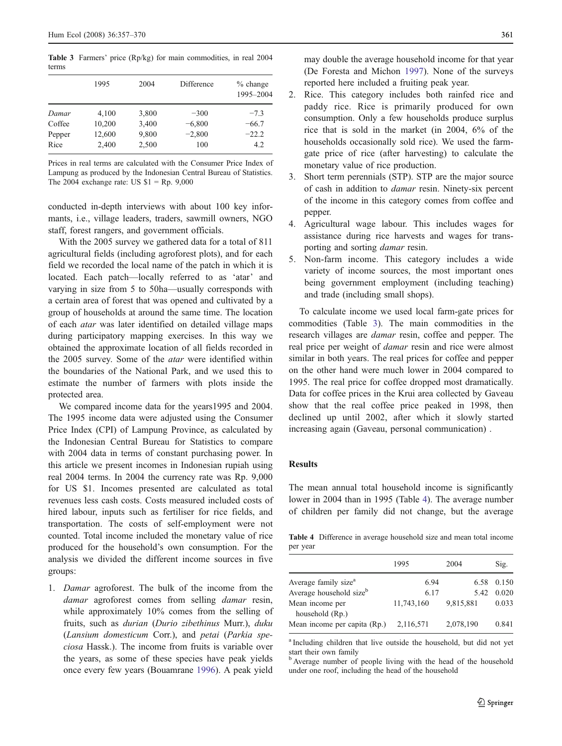**Table 3** Farmers' price (Rp/kg) for main commodities, in real 2004 terms

| | 1995 | 2004 | Difference | % change 1995–2004 |
|---|---|---|---|---|
| *Damar* | 4,100 | 3,800 | −300 | −7.3 |
| Coffee | 10,200 | 3,400 | −6,800 | −66.7 |
| Pepper | 12,600 | 9,800 | −2,800 | −22.2 |
| Rice | 2,400 | 2,500 | 100 | 4.2 |

Prices in real terms are calculated with the Consumer Price Index of Lampung as produced by the Indonesian Central Bureau of Statistics. The 2004 exchange rate: US $1 = Rp. 9,000

conducted in-depth interviews with about 100 key informants, i.e., village leaders, traders, sawmill owners, NGO staff, forest rangers, and government officials.

With the 2005 survey we gathered data for a total of 811 agricultural fields (including agroforest plots), and for each field we recorded the local name of the patch in which it is located. Each patch—locally referred to as 'atar' and varying in size from 5 to 50ha—usually corresponds with a certain area of forest that was opened and cultivated by a group of households at around the same time. The location of each *atar* was later identified on detailed village maps during participatory mapping exercises. In this way we obtained the approximate location of all fields recorded in the 2005 survey. Some of the *atar* were identified within the boundaries of the National Park, and we used this to estimate the number of farmers with plots inside the protected area.

We compared income data for the years1995 and 2004. The 1995 income data were adjusted using the Consumer Price Index (CPI) of Lampung Province, as calculated by the Indonesian Central Bureau for Statistics to compare with 2004 data in terms of constant purchasing power. In this article we present incomes in Indonesian rupiah using real 2004 terms. In 2004 the currency rate was Rp. 9,000 for US $1. Incomes presented are calculated as total revenues less cash costs. Costs measured included costs of hired labour, inputs such as fertiliser for rice fields, and transportation. The costs of self-employment were not counted. Total income included the monetary value of rice produced for the household's own consumption. For the analysis we divided the different income sources in five groups:

1. *Damar* agroforest. The bulk of the income from the *damar* agroforest comes from selling *damar* resin, while approximately 10% comes from the selling of fruits, such as *durian* (*Durio zibethinus* Murr.), *duku* (*Lansium domesticum* Corr.), and *petai* (*Parkia speciosa* Hassk.). The income from fruits is variable over the years, as some of these species have peak yields once every few years (Bouamrane 1996). A peak yield may double the average household income for that year (De Foresta and Michon 1997). None of the surveys reported here included a fruiting peak year.
2. Rice. This category includes both rainfed rice and paddy rice. Rice is primarily produced for own consumption. Only a few households produce surplus rice that is sold in the market (in 2004, 6% of the households occasionally sold rice). We used the farm-gate price of rice (after harvesting) to calculate the monetary value of rice production.
3. Short term perennials (STP). STP are the major source of cash in addition to *damar* resin. Ninety-six percent of the income in this category comes from coffee and pepper.
4. Agricultural wage labour. This includes wages for assistance during rice harvests and wages for transporting and sorting *damar* resin.
5. Non-farm income. This category includes a wide variety of income sources, the most important ones being government employment (including teaching) and trade (including small shops).

To calculate income we used local farm-gate prices for commodities (Table 3). The main commodities in the research villages are *damar* resin, coffee and pepper. The real price per weight of *damar* resin and rice were almost similar in both years. The real prices for coffee and pepper on the other hand were much lower in 2004 compared to 1995. The real price for coffee dropped most dramatically. Data for coffee prices in the Krui area collected by Gaveau show that the real coffee price peaked in 1998, then declined up until 2002, after which it slowly started increasing again (Gaveau, personal communication) .

## Results

The mean annual total household income is significantly lower in 2004 than in 1995 (Table 4). The average number of children per family did not change, but the average

**Table 4** Difference in average household size and mean total income per year

| | 1995 | 2004 | Sig. |
|---|---|---|---|
| Average family size[a] | 6.94 | 6.58 | 0.150 |
| Average household size[b] | 6.17 | 5.42 | 0.020 |
| Mean income per household (Rp.) | 11,743,160 | 9,815,881 | 0.033 |
| Mean income per capita (Rp.) | 2,116,571 | 2,078,190 | 0.841 |

[a] Including children that live outside the household, but did not yet start their own family

[b] Average number of people living with the head of the household under one roof, including the head of the household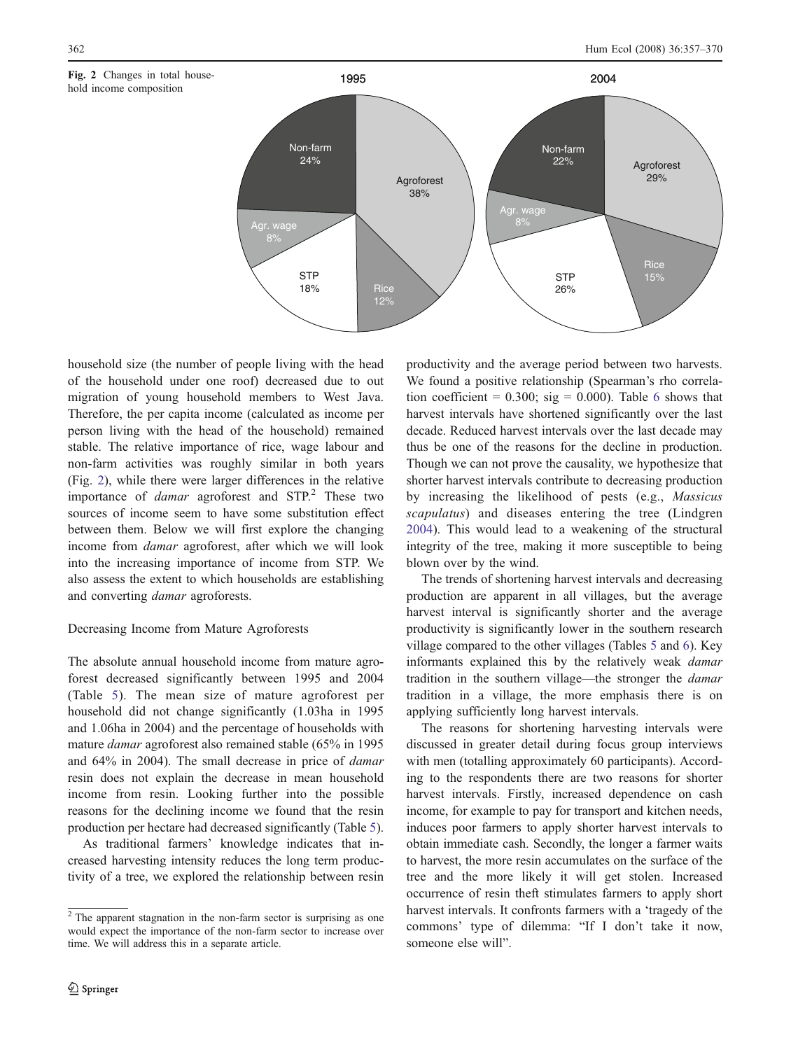Fig. 2 Changes in total household income composition

household size (the number of people living with the head of the household under one roof) decreased due to out migration of young household members to West Java. Therefore, the per capita income (calculated as income per person living with the head of the household) remained stable. The relative importance of rice, wage labour and non-farm activities was roughly similar in both years (Fig. 2), while there were larger differences in the relative importance of *damar* agroforest and STP.[2] These two sources of income seem to have some substitution effect between them. Below we will first explore the changing income from *damar* agroforest, after which we will look into the increasing importance of income from STP. We also assess the extent to which households are establishing and converting *damar* agroforests.

## Decreasing Income from Mature Agroforests

The absolute annual household income from mature agroforest decreased significantly between 1995 and 2004 (Table 5). The mean size of mature agroforest per household did not change significantly (1.03ha in 1995 and 1.06ha in 2004) and the percentage of households with mature *damar* agroforest also remained stable (65% in 1995 and 64% in 2004). The small decrease in price of *damar* resin does not explain the decrease in mean household income from resin. Looking further into the possible reasons for the declining income we found that the resin production per hectare had decreased significantly (Table 5).

As traditional farmers' knowledge indicates that increased harvesting intensity reduces the long term productivity of a tree, we explored the relationship between resin productivity and the average period between two harvests. We found a positive relationship (Spearman's rho correlation coefficient = 0.300; sig = 0.000). Table 6 shows that harvest intervals have shortened significantly over the last decade. Reduced harvest intervals over the last decade may thus be one of the reasons for the decline in production. Though we can not prove the causality, we hypothesize that shorter harvest intervals contribute to decreasing production by increasing the likelihood of pests (e.g., *Massicus scapulatus*) and diseases entering the tree (Lindgren 2004). This would lead to a weakening of the structural integrity of the tree, making it more susceptible to being blown over by the wind.

The trends of shortening harvest intervals and decreasing production are apparent in all villages, but the average harvest interval is significantly shorter and the average productivity is significantly lower in the southern research village compared to the other villages (Tables 5 and 6). Key informants explained this by the relatively weak *damar* tradition in the southern village—the stronger the *damar* tradition in a village, the more emphasis there is on applying sufficiently long harvest intervals.

The reasons for shortening harvesting intervals were discussed in greater detail during focus group interviews with men (totalling approximately 60 participants). According to the respondents there are two reasons for shorter harvest intervals. Firstly, increased dependence on cash income, for example to pay for transport and kitchen needs, induces poor farmers to apply shorter harvest intervals to obtain immediate cash. Secondly, the longer a farmer waits to harvest, the more resin accumulates on the surface of the tree and the more likely it will get stolen. Increased occurrence of resin theft stimulates farmers to apply short harvest intervals. It confronts farmers with a 'tragedy of the commons' type of dilemma: "If I don't take it now, someone else will".

[2] The apparent stagnation in the non-farm sector is surprising as one would expect the importance of the non-farm sector to increase over time. We will address this in a separate article.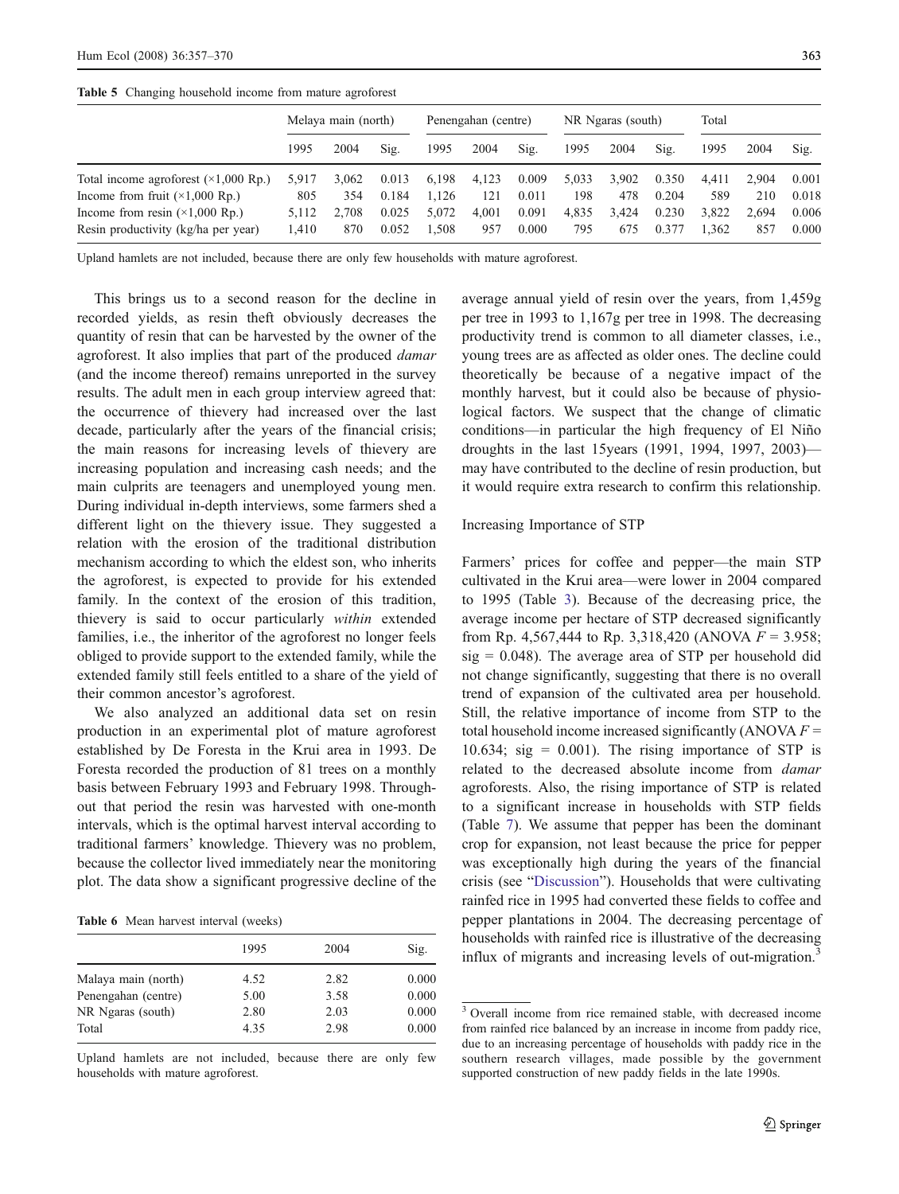**Table 5** Changing household income from mature agroforest

| | Melaya main (north) | | | Penengahan (centre) | | | NR Ngaras (south) | | | Total | | |
|---|---|---|---|---|---|---|---|---|---|---|---|---|
| | 1995 | 2004 | Sig. | 1995 | 2004 | Sig. | 1995 | 2004 | Sig. | 1995 | 2004 | Sig. |
| Total income agroforest (×1,000 Rp.) | 5,917 | 3,062 | 0.013 | 6,198 | 4,123 | 0.009 | 5,033 | 3,902 | 0.350 | 4,411 | 2,904 | 0.001 |
| Income from fruit (×1,000 Rp.) | 805 | 354 | 0.184 | 1,126 | 121 | 0.011 | 198 | 478 | 0.204 | 589 | 210 | 0.018 |
| Income from resin (×1,000 Rp.) | 5,112 | 2,708 | 0.025 | 5,072 | 4,001 | 0.091 | 4,835 | 3,424 | 0.230 | 3,822 | 2,694 | 0.006 |
| Resin productivity (kg/ha per year) | 1,410 | 870 | 0.052 | 1,508 | 957 | 0.000 | 795 | 675 | 0.377 | 1,362 | 857 | 0.000 |

Upland hamlets are not included, because there are only few households with mature agroforest.

This brings us to a second reason for the decline in recorded yields, as resin theft obviously decreases the quantity of resin that can be harvested by the owner of the agroforest. It also implies that part of the produced *damar* (and the income thereof) remains unreported in the survey results. The adult men in each group interview agreed that: the occurrence of thievery had increased over the last decade, particularly after the years of the financial crisis; the main reasons for increasing levels of thievery are increasing population and increasing cash needs; and the main culprits are teenagers and unemployed young men. During individual in-depth interviews, some farmers shed a different light on the thievery issue. They suggested a relation with the erosion of the traditional distribution mechanism according to which the eldest son, who inherits the agroforest, is expected to provide for his extended family. In the context of the erosion of this tradition, thievery is said to occur particularly *within* extended families, i.e., the inheritor of the agroforest no longer feels obliged to provide support to the extended family, while the extended family still feels entitled to a share of the yield of their common ancestor's agroforest.

We also analyzed an additional data set on resin production in an experimental plot of mature agroforest established by De Foresta in the Krui area in 1993. De Foresta recorded the production of 81 trees on a monthly basis between February 1993 and February 1998. Throughout that period the resin was harvested with one-month intervals, which is the optimal harvest interval according to traditional farmers' knowledge. Thievery was no problem, because the collector lived immediately near the monitoring plot. The data show a significant progressive decline of the average annual yield of resin over the years, from 1,459g per tree in 1993 to 1,167g per tree in 1998. The decreasing productivity trend is common to all diameter classes, i.e., young trees are as affected as older ones. The decline could theoretically be because of a negative impact of the monthly harvest, but it could also be because of physiological factors. We suspect that the change of climatic conditions—in particular the high frequency of El Niño droughts in the last 15years (1991, 1994, 1997, 2003)—may have contributed to the decline of resin production, but it would require extra research to confirm this relationship.

**Table 6** Mean harvest interval (weeks)

| | 1995 | 2004 | Sig. |
|---|---|---|---|
| Malaya main (north) | 4.52 | 2.82 | 0.000 |
| Penengahan (centre) | 5.00 | 3.58 | 0.000 |
| NR Ngaras (south) | 2.80 | 2.03 | 0.000 |
| Total | 4.35 | 2.98 | 0.000 |

Upland hamlets are not included, because there are only few households with mature agroforest.

## Increasing Importance of STP

Farmers' prices for coffee and pepper—the main STP cultivated in the Krui area—were lower in 2004 compared to 1995 (Table 3). Because of the decreasing price, the average income per hectare of STP decreased significantly from Rp. 4,567,444 to Rp. 3,318,420 (ANOVA $F = 3.958$; sig = 0.048). The average area of STP per household did not change significantly, suggesting that there is no overall trend of expansion of the cultivated area per household. Still, the relative importance of income from STP to the total household income increased significantly (ANOVA $F = 10.634$; sig = 0.001). The rising importance of STP is related to the decreased absolute income from *damar* agroforests. Also, the rising importance of STP is related to a significant increase in households with STP fields (Table 7). We assume that pepper has been the dominant crop for expansion, not least because the price for pepper was exceptionally high during the years of the financial crisis (see "Discussion"). Households that were cultivating rainfed rice in 1995 had converted these fields to coffee and pepper plantations in 2004. The decreasing percentage of households with rainfed rice is illustrative of the decreasing influx of migrants and increasing levels of out-migration.[3]

[3] Overall income from rice remained stable, with decreased income from rainfed rice balanced by an increase in income from paddy rice, due to an increasing percentage of households with paddy rice in the southern research villages, made possible by the government supported construction of new paddy fields in the late 1990s.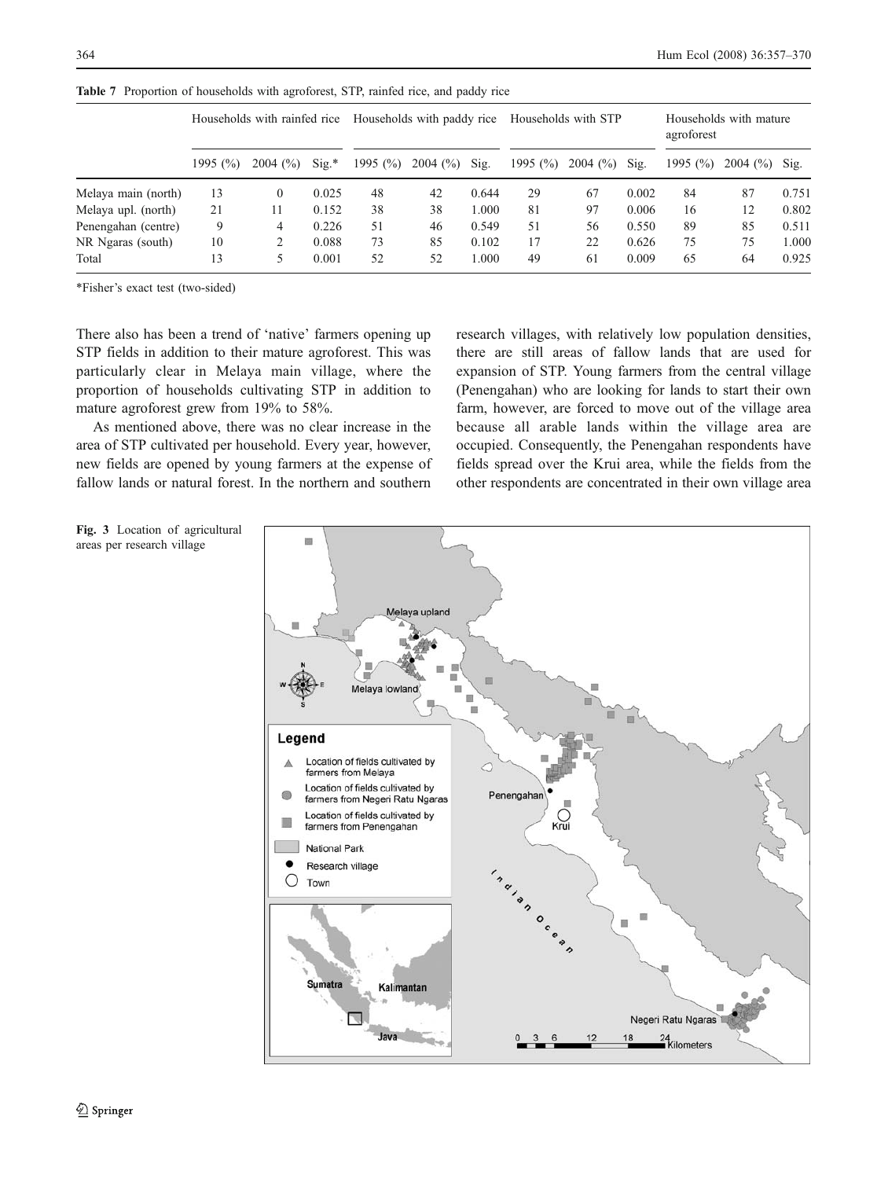**Table 7** Proportion of households with agroforest, STP, rainfed rice, and paddy rice

| | Households with rainfed rice | | | Households with paddy rice | | | Households with STP | | | Households with mature agroforest | | |
|---|---|---|---|---|---|---|---|---|---|---|---|---|
| | 1995 (%) | 2004 (%) | Sig.* | 1995 (%) | 2004 (%) | Sig. | 1995 (%) | 2004 (%) | Sig. | 1995 (%) | 2004 (%) | Sig. |
| Melaya main (north) | 13 | 0 | 0.025 | 48 | 42 | 0.644 | 29 | 67 | 0.002 | 84 | 87 | 0.751 |
| Melaya upl. (north) | 21 | 11 | 0.152 | 38 | 38 | 1.000 | 81 | 97 | 0.006 | 16 | 12 | 0.802 |
| Penengahan (centre) | 9 | 4 | 0.226 | 51 | 46 | 0.549 | 51 | 56 | 0.550 | 89 | 85 | 0.511 |
| NR Ngaras (south) | 10 | 2 | 0.088 | 73 | 85 | 0.102 | 17 | 22 | 0.626 | 75 | 75 | 1.000 |
| Total | 13 | 5 | 0.001 | 52 | 52 | 1.000 | 49 | 61 | 0.009 | 65 | 64 | 0.925 |

*Fisher's exact test (two-sided)

There also has been a trend of 'native' farmers opening up STP fields in addition to their mature agroforest. This was particularly clear in Melaya main village, where the proportion of households cultivating STP in addition to mature agroforest grew from 19% to 58%.

As mentioned above, there was no clear increase in the area of STP cultivated per household. Every year, however, new fields are opened by young farmers at the expense of fallow lands or natural forest. In the northern and southern research villages, with relatively low population densities, there are still areas of fallow lands that are used for expansion of STP. Young farmers from the central village (Penengahan) who are looking for lands to start their own farm, however, are forced to move out of the village area because all arable lands within the village area are occupied. Consequently, the Penengahan respondents have fields spread over the Krui area, while the fields from the other respondents are concentrated in their own village area

**Fig. 3** Location of agricultural areas per research village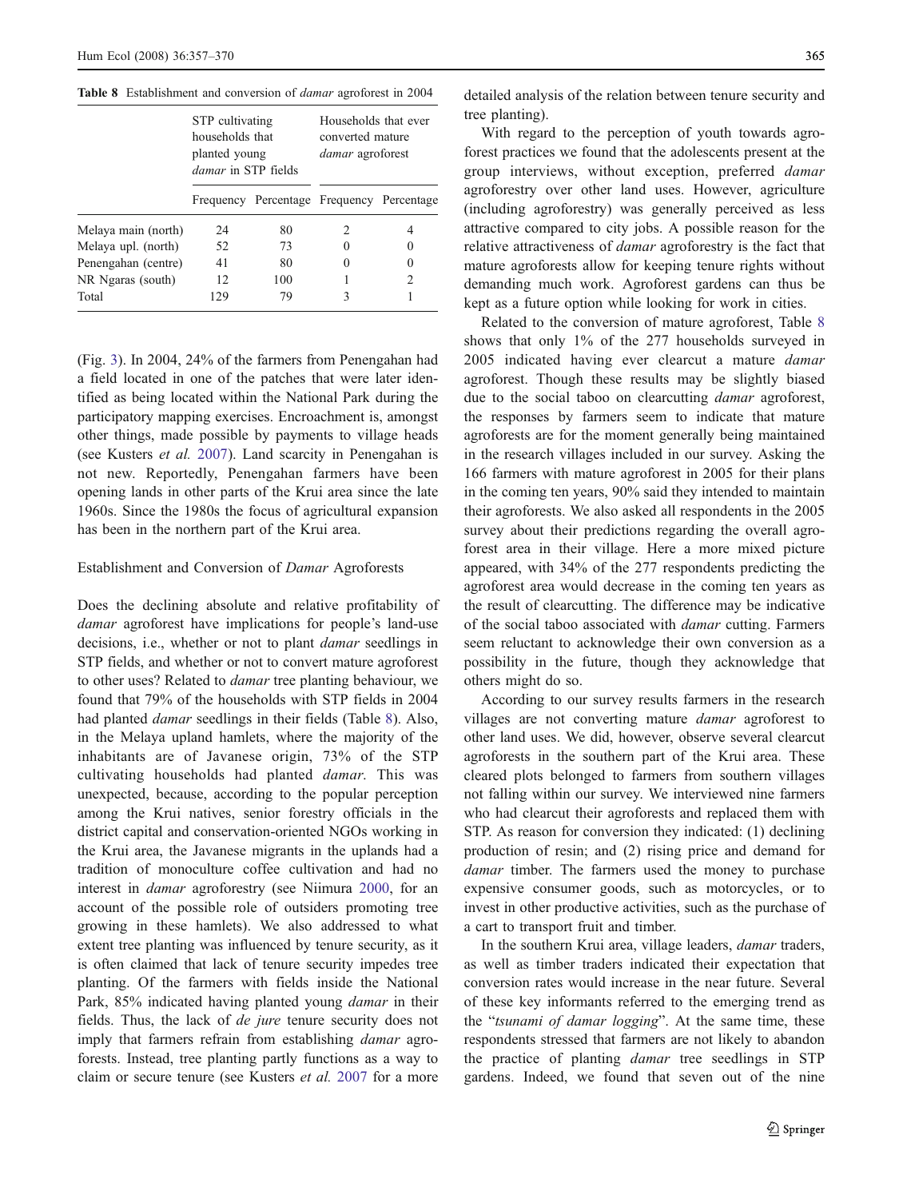Table 8 Establishment and conversion of *damar* agroforest in 2004

| | STP cultivating households that planted young *damar* in STP fields | | Households that ever converted mature *damar* agroforest | |
|---|---|---|---|---|
| | Frequency | Percentage | Frequency | Percentage |
| Melaya main (north) | 24 | 80 | 2 | 4 |
| Melaya upl. (north) | 52 | 73 | 0 | 0 |
| Penengahan (centre) | 41 | 80 | 0 | 0 |
| NR Ngaras (south) | 12 | 100 | 1 | 2 |
| Total | 129 | 79 | 3 | 1 |

(Fig. 3). In 2004, 24% of the farmers from Penengahan had a field located in one of the patches that were later identified as being located within the National Park during the participatory mapping exercises. Encroachment is, amongst other things, made possible by payments to village heads (see Kusters *et al.* 2007). Land scarcity in Penengahan is not new. Reportedly, Penengahan farmers have been opening lands in other parts of the Krui area since the late 1960s. Since the 1980s the focus of agricultural expansion has been in the northern part of the Krui area.

## Establishment and Conversion of *Damar* Agroforests

Does the declining absolute and relative profitability of *damar* agroforest have implications for people's land-use decisions, i.e., whether or not to plant *damar* seedlings in STP fields, and whether or not to convert mature agroforest to other uses? Related to *damar* tree planting behaviour, we found that 79% of the households with STP fields in 2004 had planted *damar* seedlings in their fields (Table 8). Also, in the Melaya upland hamlets, where the majority of the inhabitants are of Javanese origin, 73% of the STP cultivating households had planted *damar*. This was unexpected, because, according to the popular perception among the Krui natives, senior forestry officials in the district capital and conservation-oriented NGOs working in the Krui area, the Javanese migrants in the uplands had a tradition of monoculture coffee cultivation and had no interest in *damar* agroforestry (see Niimura 2000, for an account of the possible role of outsiders promoting tree growing in these hamlets). We also addressed to what extent tree planting was influenced by tenure security, as it is often claimed that lack of tenure security impedes tree planting. Of the farmers with fields inside the National Park, 85% indicated having planted young *damar* in their fields. Thus, the lack of *de jure* tenure security does not imply that farmers refrain from establishing *damar* agroforests. Instead, tree planting partly functions as a way to claim or secure tenure (see Kusters *et al.* 2007 for a more detailed analysis of the relation between tenure security and tree planting).

With regard to the perception of youth towards agroforest practices we found that the adolescents present at the group interviews, without exception, preferred *damar* agroforestry over other land uses. However, agriculture (including agroforestry) was generally perceived as less attractive compared to city jobs. A possible reason for the relative attractiveness of *damar* agroforestry is the fact that mature agroforests allow for keeping tenure rights without demanding much work. Agroforest gardens can thus be kept as a future option while looking for work in cities.

Related to the conversion of mature agroforest, Table 8 shows that only 1% of the 277 households surveyed in 2005 indicated having ever clearcut a mature *damar* agroforest. Though these results may be slightly biased due to the social taboo on clearcutting *damar* agroforest, the responses by farmers seem to indicate that mature agroforests are for the moment generally being maintained in the research villages included in our survey. Asking the 166 farmers with mature agroforest in 2005 for their plans in the coming ten years, 90% said they intended to maintain their agroforests. We also asked all respondents in the 2005 survey about their predictions regarding the overall agroforest area in their village. Here a more mixed picture appeared, with 34% of the 277 respondents predicting the agroforest area would decrease in the coming ten years as the result of clearcutting. The difference may be indicative of the social taboo associated with *damar* cutting. Farmers seem reluctant to acknowledge their own conversion as a possibility in the future, though they acknowledge that others might do so.

According to our survey results farmers in the research villages are not converting mature *damar* agroforest to other land uses. We did, however, observe several clearcut agroforests in the southern part of the Krui area. These cleared plots belonged to farmers from southern villages not falling within our survey. We interviewed nine farmers who had clearcut their agroforests and replaced them with STP. As reason for conversion they indicated: (1) declining production of resin; and (2) rising price and demand for *damar* timber. The farmers used the money to purchase expensive consumer goods, such as motorcycles, or to invest in other productive activities, such as the purchase of a cart to transport fruit and timber.

In the southern Krui area, village leaders, *damar* traders, as well as timber traders indicated their expectation that conversion rates would increase in the near future. Several of these key informants referred to the emerging trend as the "*tsunami of damar logging*". At the same time, these respondents stressed that farmers are not likely to abandon the practice of planting *damar* tree seedlings in STP gardens. Indeed, we found that seven out of the nine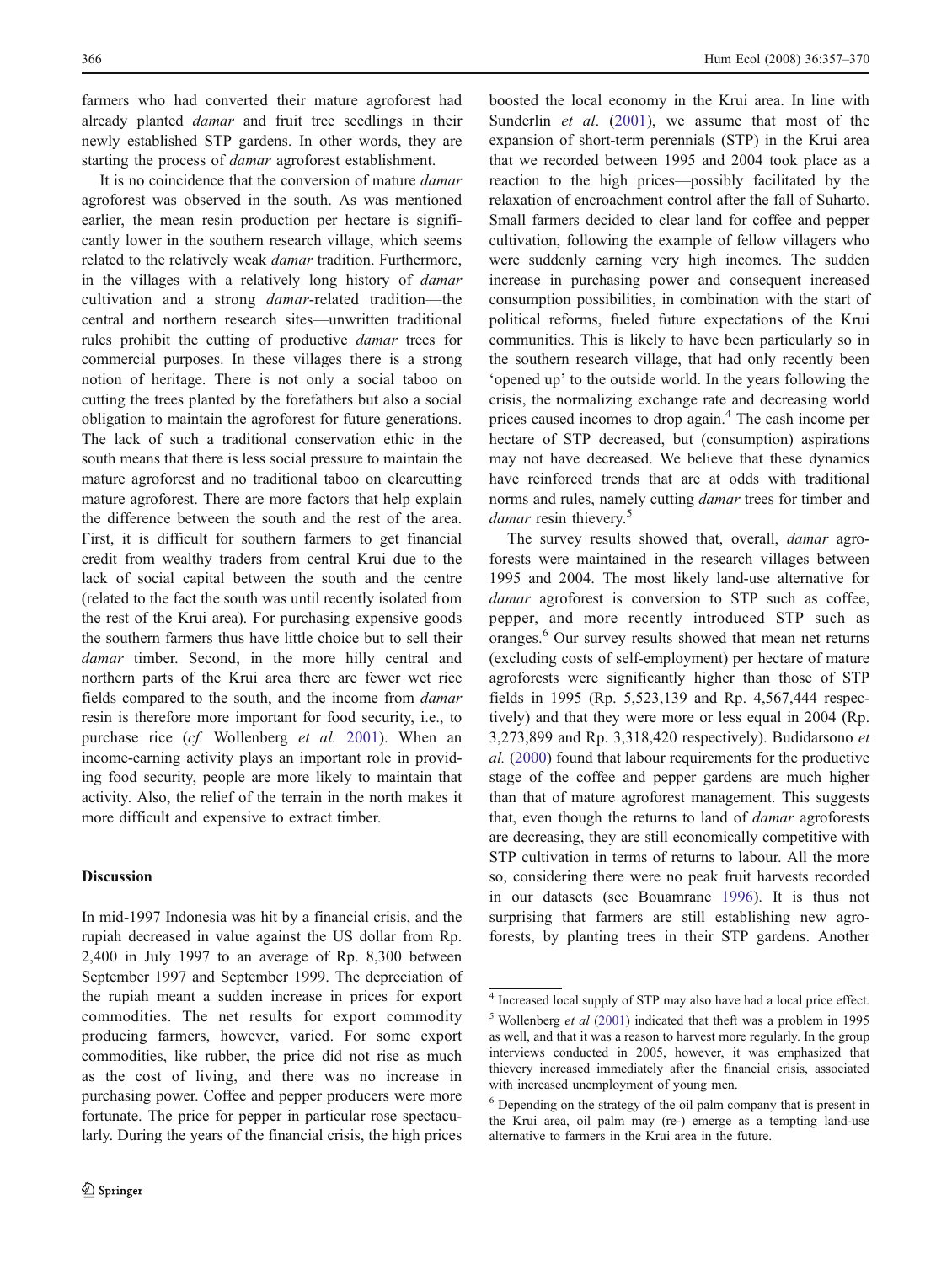farmers who had converted their mature agroforest had already planted *damar* and fruit tree seedlings in their newly established STP gardens. In other words, they are starting the process of *damar* agroforest establishment.

It is no coincidence that the conversion of mature *damar* agroforest was observed in the south. As was mentioned earlier, the mean resin production per hectare is significantly lower in the southern research village, which seems related to the relatively weak *damar* tradition. Furthermore, in the villages with a relatively long history of *damar* cultivation and a strong *damar*-related tradition—the central and northern research sites—unwritten traditional rules prohibit the cutting of productive *damar* trees for commercial purposes. In these villages there is a strong notion of heritage. There is not only a social taboo on cutting the trees planted by the forefathers but also a social obligation to maintain the agroforest for future generations. The lack of such a traditional conservation ethic in the south means that there is less social pressure to maintain the mature agroforest and no traditional taboo on clearcutting mature agroforest. There are more factors that help explain the difference between the south and the rest of the area. First, it is difficult for southern farmers to get financial credit from wealthy traders from central Krui due to the lack of social capital between the south and the centre (related to the fact the south was until recently isolated from the rest of the Krui area). For purchasing expensive goods the southern farmers thus have little choice but to sell their *damar* timber. Second, in the more hilly central and northern parts of the Krui area there are fewer wet rice fields compared to the south, and the income from *damar* resin is therefore more important for food security, i.e., to purchase rice (*cf.* Wollenberg *et al.* 2001). When an income-earning activity plays an important role in providing food security, people are more likely to maintain that activity. Also, the relief of the terrain in the north makes it more difficult and expensive to extract timber.

## Discussion

In mid-1997 Indonesia was hit by a financial crisis, and the rupiah decreased in value against the US dollar from Rp. 2,400 in July 1997 to an average of Rp. 8,300 between September 1997 and September 1999. The depreciation of the rupiah meant a sudden increase in prices for export commodities. The net results for export commodity producing farmers, however, varied. For some export commodities, like rubber, the price did not rise as much as the cost of living, and there was no increase in purchasing power. Coffee and pepper producers were more fortunate. The price for pepper in particular rose spectacularly. During the years of the financial crisis, the high prices boosted the local economy in the Krui area. In line with Sunderlin *et al*. (2001), we assume that most of the expansion of short-term perennials (STP) in the Krui area that we recorded between 1995 and 2004 took place as a reaction to the high prices—possibly facilitated by the relaxation of encroachment control after the fall of Suharto. Small farmers decided to clear land for coffee and pepper cultivation, following the example of fellow villagers who were suddenly earning very high incomes. The sudden increase in purchasing power and consequent increased consumption possibilities, in combination with the start of political reforms, fueled future expectations of the Krui communities. This is likely to have been particularly so in the southern research village, that had only recently been 'opened up' to the outside world. In the years following the crisis, the normalizing exchange rate and decreasing world prices caused incomes to drop again.[4] The cash income per hectare of STP decreased, but (consumption) aspirations may not have decreased. We believe that these dynamics have reinforced trends that are at odds with traditional norms and rules, namely cutting *damar* trees for timber and *damar* resin thievery.[5]

The survey results showed that, overall, *damar* agroforests were maintained in the research villages between 1995 and 2004. The most likely land-use alternative for *damar* agroforest is conversion to STP such as coffee, pepper, and more recently introduced STP such as oranges.[6] Our survey results showed that mean net returns (excluding costs of self-employment) per hectare of mature agroforests were significantly higher than those of STP fields in 1995 (Rp. 5,523,139 and Rp. 4,567,444 respectively) and that they were more or less equal in 2004 (Rp. 3,273,899 and Rp. 3,318,420 respectively). Budidarsono *et al.* (2000) found that labour requirements for the productive stage of the coffee and pepper gardens are much higher than that of mature agroforest management. This suggests that, even though the returns to land of *damar* agroforests are decreasing, they are still economically competitive with STP cultivation in terms of returns to labour. All the more so, considering there were no peak fruit harvests recorded in our datasets (see Bouamrane 1996). It is thus not surprising that farmers are still establishing new agroforests, by planting trees in their STP gardens. Another

[4] Increased local supply of STP may also have had a local price effect.

[5] Wollenberg *et al* (2001) indicated that theft was a problem in 1995 as well, and that it was a reason to harvest more regularly. In the group interviews conducted in 2005, however, it was emphasized that thievery increased immediately after the financial crisis, associated with increased unemployment of young men.

[6] Depending on the strategy of the oil palm company that is present in the Krui area, oil palm may (re-) emerge as a tempting land-use alternative to farmers in the Krui area in the future.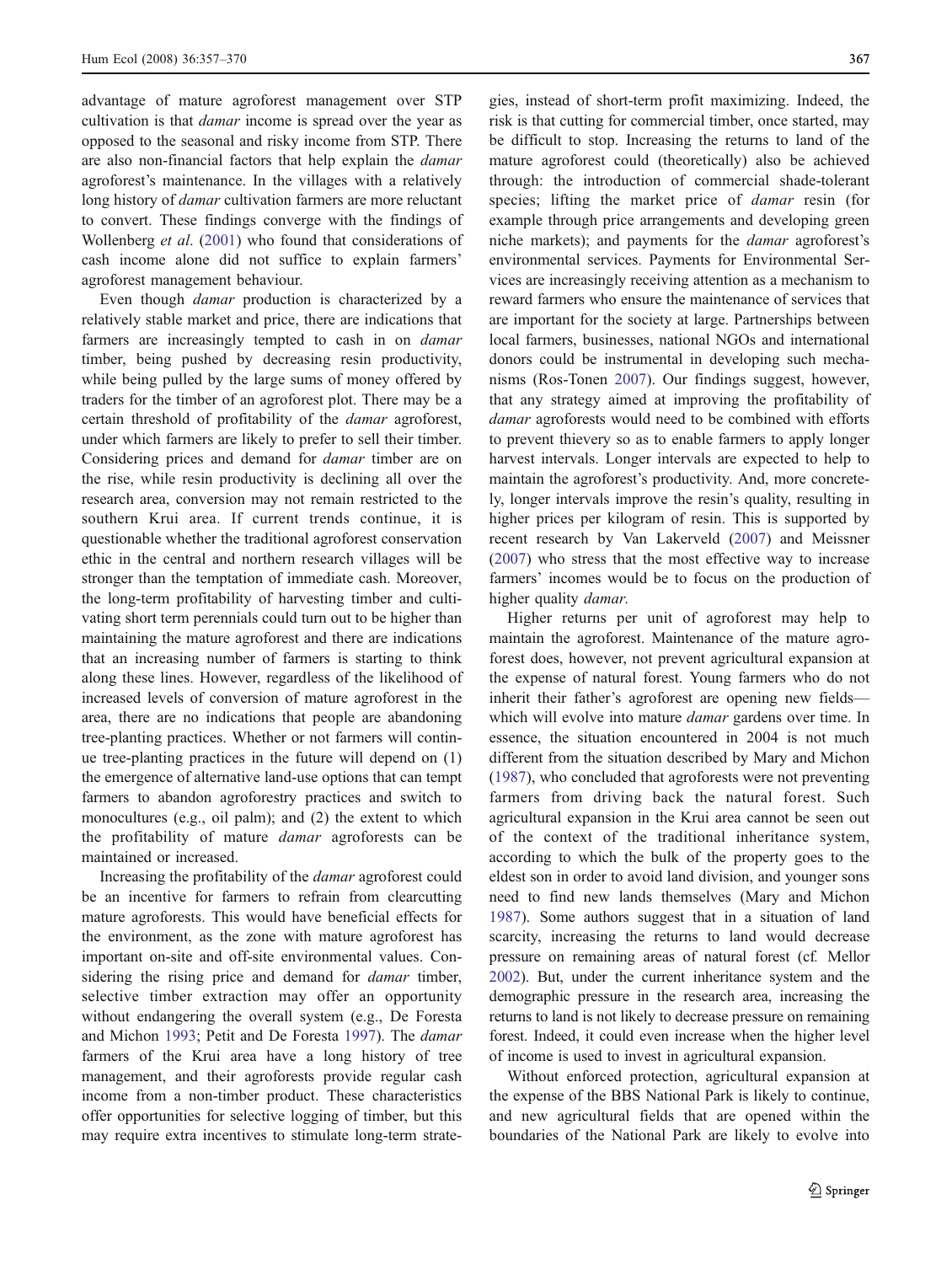advantage of mature agroforest management over STP cultivation is that *damar* income is spread over the year as opposed to the seasonal and risky income from STP. There are also non-financial factors that help explain the *damar* agroforest's maintenance. In the villages with a relatively long history of *damar* cultivation farmers are more reluctant to convert. These findings converge with the findings of Wollenberg *et al*. (2001) who found that considerations of cash income alone did not suffice to explain farmers' agroforest management behaviour.

Even though *damar* production is characterized by a relatively stable market and price, there are indications that farmers are increasingly tempted to cash in on *damar* timber, being pushed by decreasing resin productivity, while being pulled by the large sums of money offered by traders for the timber of an agroforest plot. There may be a certain threshold of profitability of the *damar* agroforest, under which farmers are likely to prefer to sell their timber. Considering prices and demand for *damar* timber are on the rise, while resin productivity is declining all over the research area, conversion may not remain restricted to the southern Krui area. If current trends continue, it is questionable whether the traditional agroforest conservation ethic in the central and northern research villages will be stronger than the temptation of immediate cash. Moreover, the long-term profitability of harvesting timber and cultivating short term perennials could turn out to be higher than maintaining the mature agroforest and there are indications that an increasing number of farmers is starting to think along these lines. However, regardless of the likelihood of increased levels of conversion of mature agroforest in the area, there are no indications that people are abandoning tree-planting practices. Whether or not farmers will continue tree-planting practices in the future will depend on (1) the emergence of alternative land-use options that can tempt farmers to abandon agroforestry practices and switch to monocultures (e.g., oil palm); and (2) the extent to which the profitability of mature *damar* agroforests can be maintained or increased.

Increasing the profitability of the *damar* agroforest could be an incentive for farmers to refrain from clearcutting mature agroforests. This would have beneficial effects for the environment, as the zone with mature agroforest has important on-site and off-site environmental values. Considering the rising price and demand for *damar* timber, selective timber extraction may offer an opportunity without endangering the overall system (e.g., De Foresta and Michon 1993; Petit and De Foresta 1997). The *damar* farmers of the Krui area have a long history of tree management, and their agroforests provide regular cash income from a non-timber product. These characteristics offer opportunities for selective logging of timber, but this may require extra incentives to stimulate long-term strategies, instead of short-term profit maximizing. Indeed, the risk is that cutting for commercial timber, once started, may be difficult to stop. Increasing the returns to land of the mature agroforest could (theoretically) also be achieved through: the introduction of commercial shade-tolerant species; lifting the market price of *damar* resin (for example through price arrangements and developing green niche markets); and payments for the *damar* agroforest's environmental services. Payments for Environmental Services are increasingly receiving attention as a mechanism to reward farmers who ensure the maintenance of services that are important for the society at large. Partnerships between local farmers, businesses, national NGOs and international donors could be instrumental in developing such mechanisms (Ros-Tonen 2007). Our findings suggest, however, that any strategy aimed at improving the profitability of *damar* agroforests would need to be combined with efforts to prevent thievery so as to enable farmers to apply longer harvest intervals. Longer intervals are expected to help to maintain the agroforest's productivity. And, more concretely, longer intervals improve the resin's quality, resulting in higher prices per kilogram of resin. This is supported by recent research by Van Lakerveld (2007) and Meissner (2007) who stress that the most effective way to increase farmers' incomes would be to focus on the production of higher quality *damar*.

Higher returns per unit of agroforest may help to maintain the agroforest. Maintenance of the mature agroforest does, however, not prevent agricultural expansion at the expense of natural forest. Young farmers who do not inherit their father's agroforest are opening new fields—which will evolve into mature *damar* gardens over time. In essence, the situation encountered in 2004 is not much different from the situation described by Mary and Michon (1987), who concluded that agroforests were not preventing farmers from driving back the natural forest. Such agricultural expansion in the Krui area cannot be seen out of the context of the traditional inheritance system, according to which the bulk of the property goes to the eldest son in order to avoid land division, and younger sons need to find new lands themselves (Mary and Michon 1987). Some authors suggest that in a situation of land scarcity, increasing the returns to land would decrease pressure on remaining areas of natural forest (cf. Mellor 2002). But, under the current inheritance system and the demographic pressure in the research area, increasing the returns to land is not likely to decrease pressure on remaining forest. Indeed, it could even increase when the higher level of income is used to invest in agricultural expansion.

Without enforced protection, agricultural expansion at the expense of the BBS National Park is likely to continue, and new agricultural fields that are opened within the boundaries of the National Park are likely to evolve into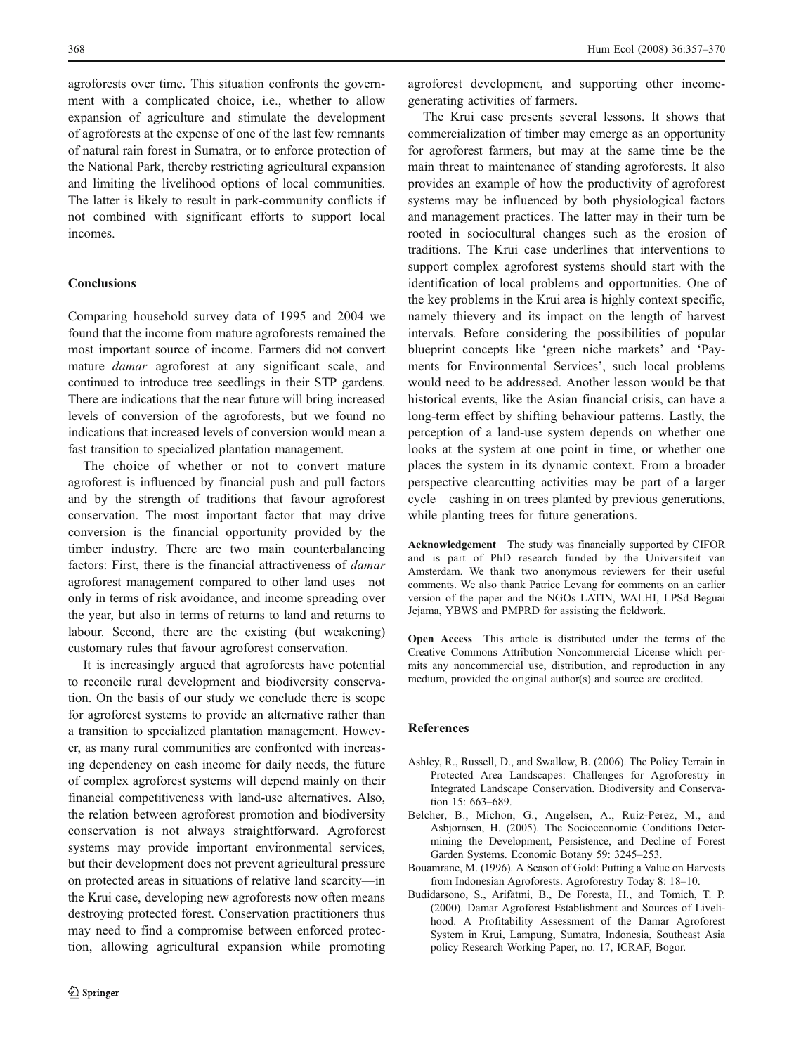agroforests over time. This situation confronts the government with a complicated choice, i.e., whether to allow expansion of agriculture and stimulate the development of agroforests at the expense of one of the last few remnants of natural rain forest in Sumatra, or to enforce protection of the National Park, thereby restricting agricultural expansion and limiting the livelihood options of local communities. The latter is likely to result in park-community conflicts if not combined with significant efforts to support local incomes.

## Conclusions

Comparing household survey data of 1995 and 2004 we found that the income from mature agroforests remained the most important source of income. Farmers did not convert mature *damar* agroforest at any significant scale, and continued to introduce tree seedlings in their STP gardens. There are indications that the near future will bring increased levels of conversion of the agroforests, but we found no indications that increased levels of conversion would mean a fast transition to specialized plantation management.

The choice of whether or not to convert mature agroforest is influenced by financial push and pull factors and by the strength of traditions that favour agroforest conservation. The most important factor that may drive conversion is the financial opportunity provided by the timber industry. There are two main counterbalancing factors: First, there is the financial attractiveness of *damar* agroforest management compared to other land uses—not only in terms of risk avoidance, and income spreading over the year, but also in terms of returns to land and returns to labour. Second, there are the existing (but weakening) customary rules that favour agroforest conservation.

It is increasingly argued that agroforests have potential to reconcile rural development and biodiversity conservation. On the basis of our study we conclude there is scope for agroforest systems to provide an alternative rather than a transition to specialized plantation management. However, as many rural communities are confronted with increasing dependency on cash income for daily needs, the future of complex agroforest systems will depend mainly on their financial competitiveness with land-use alternatives. Also, the relation between agroforest promotion and biodiversity conservation is not always straightforward. Agroforest systems may provide important environmental services, but their development does not prevent agricultural pressure on protected areas in situations of relative land scarcity—in the Krui case, developing new agroforests now often means destroying protected forest. Conservation practitioners thus may need to find a compromise between enforced protection, allowing agricultural expansion while promoting agroforest development, and supporting other income-generating activities of farmers.

The Krui case presents several lessons. It shows that commercialization of timber may emerge as an opportunity for agroforest farmers, but may at the same time be the main threat to maintenance of standing agroforests. It also provides an example of how the productivity of agroforest systems may be influenced by both physiological factors and management practices. The latter may in their turn be rooted in sociocultural changes such as the erosion of traditions. The Krui case underlines that interventions to support complex agroforest systems should start with the identification of local problems and opportunities. One of the key problems in the Krui area is highly context specific, namely thievery and its impact on the length of harvest intervals. Before considering the possibilities of popular blueprint concepts like 'green niche markets' and 'Payments for Environmental Services', such local problems would need to be addressed. Another lesson would be that historical events, like the Asian financial crisis, can have a long-term effect by shifting behaviour patterns. Lastly, the perception of a land-use system depends on whether one looks at the system at one point in time, or whether one places the system in its dynamic context. From a broader perspective clearcutting activities may be part of a larger cycle—cashing in on trees planted by previous generations, while planting trees for future generations.

**Acknowledgement** The study was financially supported by CIFOR and is part of PhD research funded by the Universiteit van Amsterdam. We thank two anonymous reviewers for their useful comments. We also thank Patrice Levang for comments on an earlier version of the paper and the NGOs LATIN, WALHI, LPSd Beguai Jejama, YBWS and PMPRD for assisting the fieldwork.

**Open Access** This article is distributed under the terms of the Creative Commons Attribution Noncommercial License which permits any noncommercial use, distribution, and reproduction in any medium, provided the original author(s) and source are credited.

## References

Ashley, R., Russell, D., and Swallow, B. (2006). The Policy Terrain in Protected Area Landscapes: Challenges for Agroforestry in Integrated Landscape Conservation. Biodiversity and Conservation 15: 663–689.

Belcher, B., Michon, G., Angelsen, A., Ruiz-Perez, M., and Asbjornsen, H. (2005). The Socioeconomic Conditions Determining the Development, Persistence, and Decline of Forest Garden Systems. Economic Botany 59: 3245–253.

Bouamrane, M. (1996). A Season of Gold: Putting a Value on Harvests from Indonesian Agroforests. Agroforestry Today 8: 18–10.

Budidarsono, S., Arifatmi, B., De Foresta, H., and Tomich, T. P. (2000). Damar Agroforest Establishment and Sources of Livelihood. A Profitability Assessment of the Damar Agroforest System in Krui, Lampung, Sumatra, Indonesia, Southeast Asia policy Research Working Paper, no. 17, ICRAF, Bogor.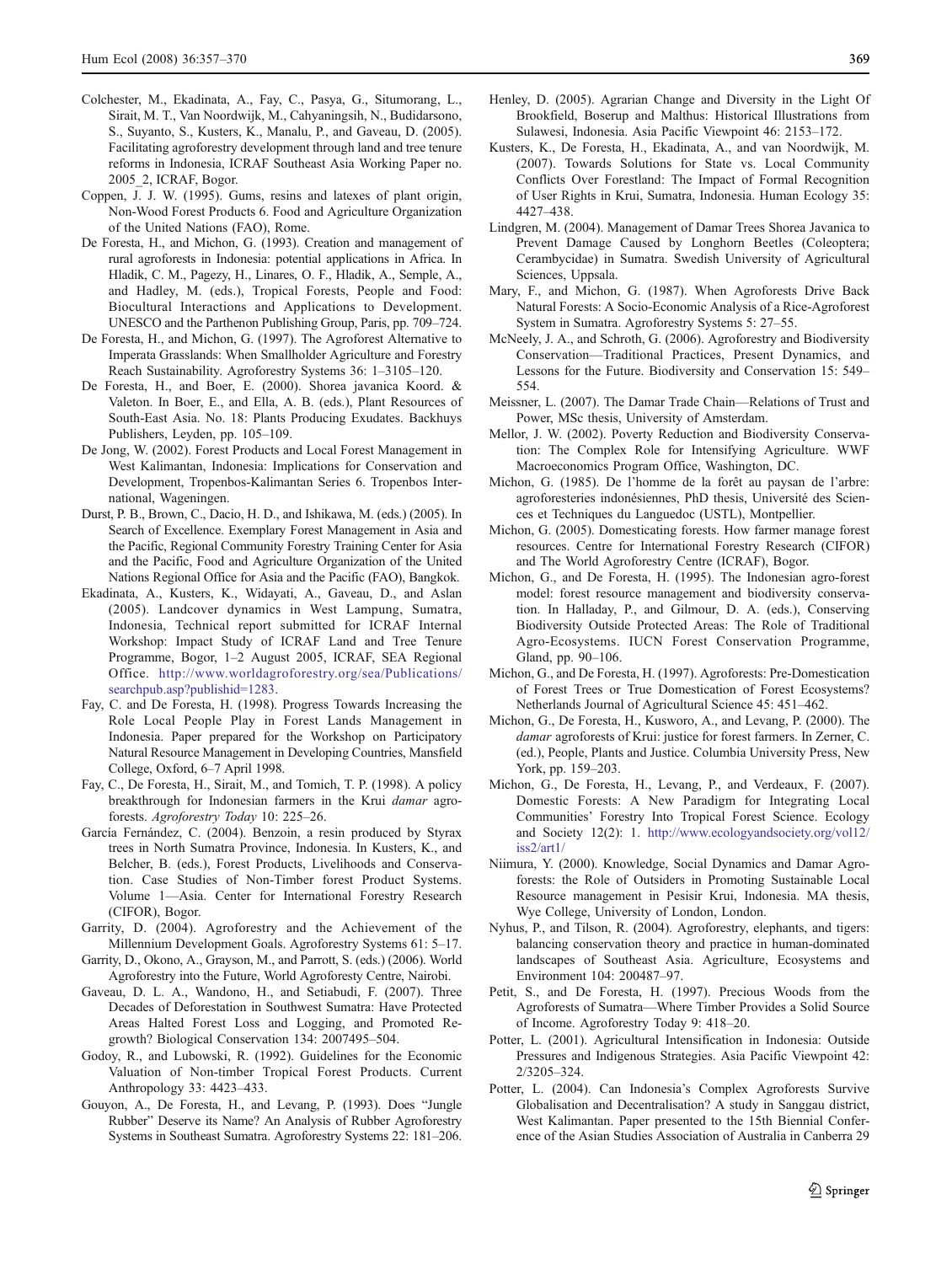Colchester, M., Ekadinata, A., Fay, C., Pasya, G., Situmorang, L., Sirait, M. T., Van Noordwijk, M., Cahyaningsih, N., Budidarsono, S., Suyanto, S., Kusters, K., Manalu, P., and Gaveau, D. (2005). Facilitating agroforestry development through land and tree tenure reforms in Indonesia, ICRAF Southeast Asia Working Paper no. 2005_2, ICRAF, Bogor.

Coppen, J. J. W. (1995). Gums, resins and latexes of plant origin, Non-Wood Forest Products 6. Food and Agriculture Organization of the United Nations (FAO), Rome.

De Foresta, H., and Michon, G. (1993). Creation and management of rural agroforests in Indonesia: potential applications in Africa. In Hladik, C. M., Pagezy, H., Linares, O. F., Hladik, A., Semple, A., and Hadley, M. (eds.), Tropical Forests, People and Food: Biocultural Interactions and Applications to Development. UNESCO and the Parthenon Publishing Group, Paris, pp. 709–724.

De Foresta, H., and Michon, G. (1997). The Agroforest Alternative to Imperata Grasslands: When Smallholder Agriculture and Forestry Reach Sustainability. Agroforestry Systems 36: 1–3105–120.

De Foresta, H., and Boer, E. (2000). Shorea javanica Koord. & Valeton. In Boer, E., and Ella, A. B. (eds.), Plant Resources of South-East Asia. No. 18: Plants Producing Exudates. Backhuys Publishers, Leyden, pp. 105–109.

De Jong, W. (2002). Forest Products and Local Forest Management in West Kalimantan, Indonesia: Implications for Conservation and Development, Tropenbos-Kalimantan Series 6. Tropenbos International, Wageningen.

Durst, P. B., Brown, C., Dacio, H. D., and Ishikawa, M. (eds.) (2005). In Search of Excellence. Exemplary Forest Management in Asia and the Pacific, Regional Community Forestry Training Center for Asia and the Pacific, Food and Agriculture Organization of the United Nations Regional Office for Asia and the Pacific (FAO), Bangkok.

Ekadinata, A., Kusters, K., Widayati, A., Gaveau, D., and Aslan (2005). Landcover dynamics in West Lampung, Sumatra, Indonesia, Technical report submitted for ICRAF Internal Workshop: Impact Study of ICRAF Land and Tree Tenure Programme, Bogor, 1–2 August 2005, ICRAF, SEA Regional Office. http://www.worldagroforestry.org/sea/Publications/searchpub.asp?publishid=1283.

Fay, C. and De Foresta, H. (1998). Progress Towards Increasing the Role Local People Play in Forest Lands Management in Indonesia. Paper prepared for the Workshop on Participatory Natural Resource Management in Developing Countries, Mansfield College, Oxford, 6–7 April 1998.

Fay, C., De Foresta, H., Sirait, M., and Tomich, T. P. (1998). A policy breakthrough for Indonesian farmers in the Krui *damar* agroforests. *Agroforestry Today* 10: 225–26.

García Fernández, C. (2004). Benzoin, a resin produced by Styrax trees in North Sumatra Province, Indonesia. In Kusters, K., and Belcher, B. (eds.), Forest Products, Livelihoods and Conservation. Case Studies of Non-Timber forest Product Systems. Volume 1—Asia. Center for International Forestry Research (CIFOR), Bogor.

Garrity, D. (2004). Agroforestry and the Achievement of the Millennium Development Goals. Agroforestry Systems 61: 5–17.

Garrity, D., Okono, A., Grayson, M., and Parrott, S. (eds.) (2006). World Agroforestry into the Future, World Agroforesty Centre, Nairobi.

Gaveau, D. L. A., Wandono, H., and Setiabudi, F. (2007). Three Decades of Deforestation in Southwest Sumatra: Have Protected Areas Halted Forest Loss and Logging, and Promoted Re-growth? Biological Conservation 134: 2007495–504.

Godoy, R., and Lubowski, R. (1992). Guidelines for the Economic Valuation of Non-timber Tropical Forest Products. Current Anthropology 33: 4423–433.

Gouyon, A., De Foresta, H., and Levang, P. (1993). Does "Jungle Rubber" Deserve its Name? An Analysis of Rubber Agroforestry Systems in Southeast Sumatra. Agroforestry Systems 22: 181–206.

Henley, D. (2005). Agrarian Change and Diversity in the Light Of Brookfield, Boserup and Malthus: Historical Illustrations from Sulawesi, Indonesia. Asia Pacific Viewpoint 46: 2153–172.

Kusters, K., De Foresta, H., Ekadinata, A., and van Noordwijk, M. (2007). Towards Solutions for State vs. Local Community Conflicts Over Forestland: The Impact of Formal Recognition of User Rights in Krui, Sumatra, Indonesia. Human Ecology 35: 4427–438.

Lindgren, M. (2004). Management of Damar Trees Shorea Javanica to Prevent Damage Caused by Longhorn Beetles (Coleoptera; Cerambycidae) in Sumatra. Swedish University of Agricultural Sciences, Uppsala.

Mary, F., and Michon, G. (1987). When Agroforests Drive Back Natural Forests: A Socio-Economic Analysis of a Rice-Agroforest System in Sumatra. Agroforestry Systems 5: 27–55.

McNeely, J. A., and Schroth, G. (2006). Agroforestry and Biodiversity Conservation—Traditional Practices, Present Dynamics, and Lessons for the Future. Biodiversity and Conservation 15: 549–554.

Meissner, L. (2007). The Damar Trade Chain—Relations of Trust and Power, MSc thesis, University of Amsterdam.

Mellor, J. W. (2002). Poverty Reduction and Biodiversity Conservation: The Complex Role for Intensifying Agriculture. WWF Macroeconomics Program Office, Washington, DC.

Michon, G. (1985). De l'homme de la forêt au paysan de l'arbre: agroforesteries indonésiennes, PhD thesis, Université des Sciences et Techniques du Languedoc (USTL), Montpellier.

Michon, G. (2005). Domesticating forests. How farmer manage forest resources. Centre for International Forestry Research (CIFOR) and The World Agroforestry Centre (ICRAF), Bogor.

Michon, G., and De Foresta, H. (1995). The Indonesian agro-forest model: forest resource management and biodiversity conservation. In Halladay, P., and Gilmour, D. A. (eds.), Conserving Biodiversity Outside Protected Areas: The Role of Traditional Agro-Ecosystems. IUCN Forest Conservation Programme, Gland, pp. 90–106.

Michon, G., and De Foresta, H. (1997). Agroforests: Pre-Domestication of Forest Trees or True Domestication of Forest Ecosystems? Netherlands Journal of Agricultural Science 45: 451–462.

Michon, G., De Foresta, H., Kusworo, A., and Levang, P. (2000). The *damar* agroforests of Krui: justice for forest farmers. In Zerner, C. (ed.), People, Plants and Justice. Columbia University Press, New York, pp. 159–203.

Michon, G., De Foresta, H., Levang, P., and Verdeaux, F. (2007). Domestic Forests: A New Paradigm for Integrating Local Communities' Forestry Into Tropical Forest Science. Ecology and Society 12(2): 1. http://www.ecologyandsociety.org/vol12/iss2/art1/

Niimura, Y. (2000). Knowledge, Social Dynamics and Damar Agroforests: the Role of Outsiders in Promoting Sustainable Local Resource management in Pesisir Krui, Indonesia. MA thesis, Wye College, University of London, London.

Nyhus, P., and Tilson, R. (2004). Agroforestry, elephants, and tigers: balancing conservation theory and practice in human-dominated landscapes of Southeast Asia. Agriculture, Ecosystems and Environment 104: 200487–97.

Petit, S., and De Foresta, H. (1997). Precious Woods from the Agroforests of Sumatra—Where Timber Provides a Solid Source of Income. Agroforestry Today 9: 418–20.

Potter, L. (2001). Agricultural Intensification in Indonesia: Outside Pressures and Indigenous Strategies. Asia Pacific Viewpoint 42: 2/3205–324.

Potter, L. (2004). Can Indonesia's Complex Agroforests Survive Globalisation and Decentralisation? A study in Sanggau district, West Kalimantan. Paper presented to the 15th Biennial Conference of the Asian Studies Association of Australia in Canberra 29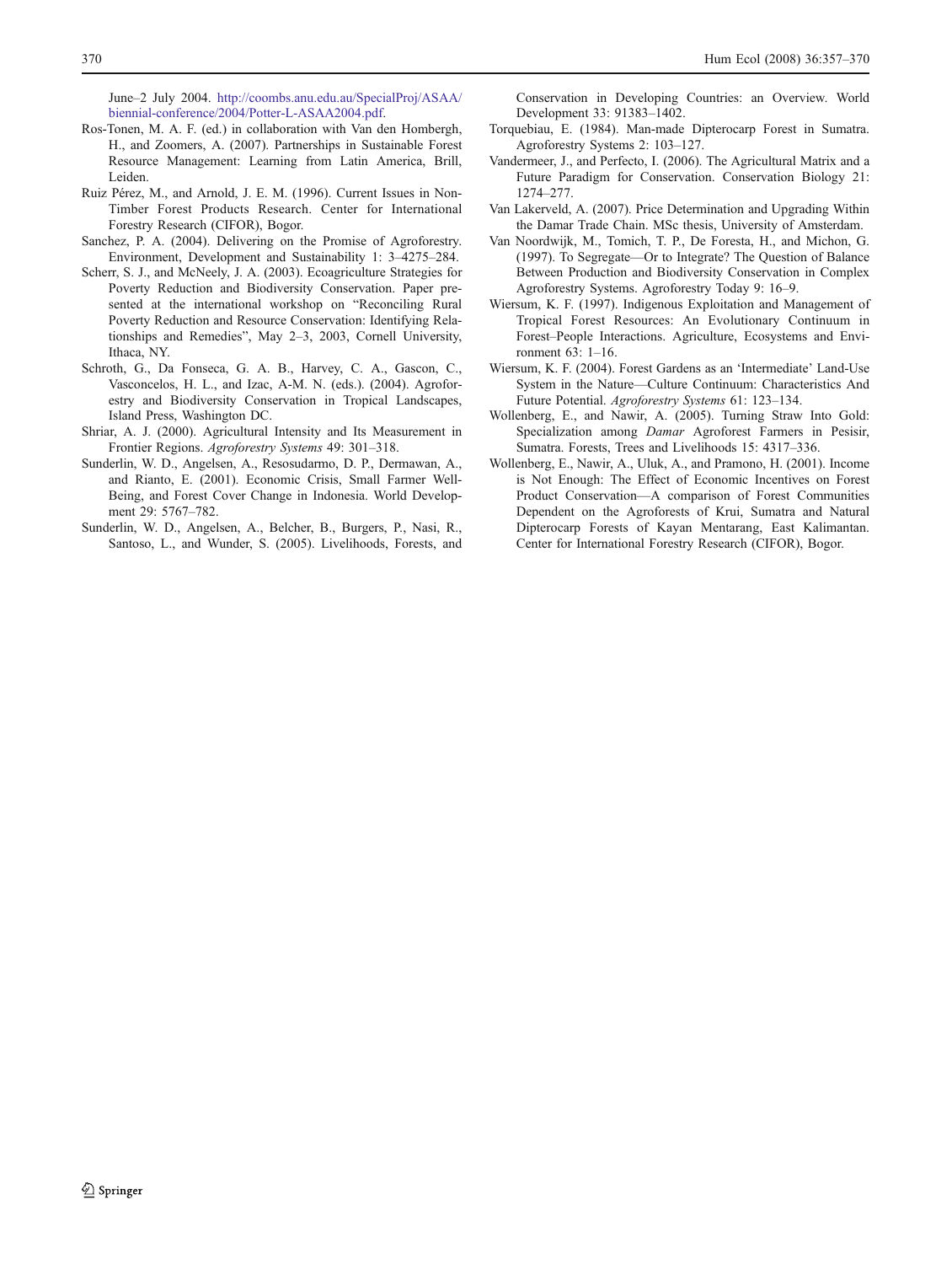June–2 July 2004. http://coombs.anu.edu.au/SpecialProj/ASAA/biennial-conference/2004/Potter-L-ASAA2004.pdf.

Ros-Tonen, M. A. F. (ed.) in collaboration with Van den Hombergh, H., and Zoomers, A. (2007). Partnerships in Sustainable Forest Resource Management: Learning from Latin America, Brill, Leiden.

Ruiz Pérez, M., and Arnold, J. E. M. (1996). Current Issues in Non-Timber Forest Products Research. Center for International Forestry Research (CIFOR), Bogor.

Sanchez, P. A. (2004). Delivering on the Promise of Agroforestry. Environment, Development and Sustainability 1: 3–4275–284.

Scherr, S. J., and McNeely, J. A. (2003). Ecoagriculture Strategies for Poverty Reduction and Biodiversity Conservation. Paper presented at the international workshop on "Reconciling Rural Poverty Reduction and Resource Conservation: Identifying Relationships and Remedies", May 2–3, 2003, Cornell University, Ithaca, NY.

Schroth, G., Da Fonseca, G. A. B., Harvey, C. A., Gascon, C., Vasconcelos, H. L., and Izac, A-M. N. (eds.). (2004). Agroforestry and Biodiversity Conservation in Tropical Landscapes, Island Press, Washington DC.

Shriar, A. J. (2000). Agricultural Intensity and Its Measurement in Frontier Regions. *Agroforestry Systems* 49: 301–318.

Sunderlin, W. D., Angelsen, A., Resosudarmo, D. P., Dermawan, A., and Rianto, E. (2001). Economic Crisis, Small Farmer Well-Being, and Forest Cover Change in Indonesia. World Development 29: 5767–782.

Sunderlin, W. D., Angelsen, A., Belcher, B., Burgers, P., Nasi, R., Santoso, L., and Wunder, S. (2005). Livelihoods, Forests, and Conservation in Developing Countries: an Overview. World Development 33: 91383–1402.

Torquebiau, E. (1984). Man-made Dipterocarp Forest in Sumatra. Agroforestry Systems 2: 103–127.

Vandermeer, J., and Perfecto, I. (2006). The Agricultural Matrix and a Future Paradigm for Conservation. Conservation Biology 21: 1274–277.

Van Lakerveld, A. (2007). Price Determination and Upgrading Within the Damar Trade Chain. MSc thesis, University of Amsterdam.

Van Noordwijk, M., Tomich, T. P., De Foresta, H., and Michon, G. (1997). To Segregate—Or to Integrate? The Question of Balance Between Production and Biodiversity Conservation in Complex Agroforestry Systems. Agroforestry Today 9: 16–9.

Wiersum, K. F. (1997). Indigenous Exploitation and Management of Tropical Forest Resources: An Evolutionary Continuum in Forest–People Interactions. Agriculture, Ecosystems and Environment 63: 1–16.

Wiersum, K. F. (2004). Forest Gardens as an 'Intermediate' Land-Use System in the Nature—Culture Continuum: Characteristics And Future Potential. *Agroforestry Systems* 61: 123–134.

Wollenberg, E., and Nawir, A. (2005). Turning Straw Into Gold: Specialization among *Damar* Agroforest Farmers in Pesisir, Sumatra. Forests, Trees and Livelihoods 15: 4317–336.

Wollenberg, E., Nawir, A., Uluk, A., and Pramono, H. (2001). Income is Not Enough: The Effect of Economic Incentives on Forest Product Conservation—A comparison of Forest Communities Dependent on the Agroforests of Krui, Sumatra and Natural Dipterocarp Forests of Kayan Mentarang, East Kalimantan. Center for International Forestry Research (CIFOR), Bogor.